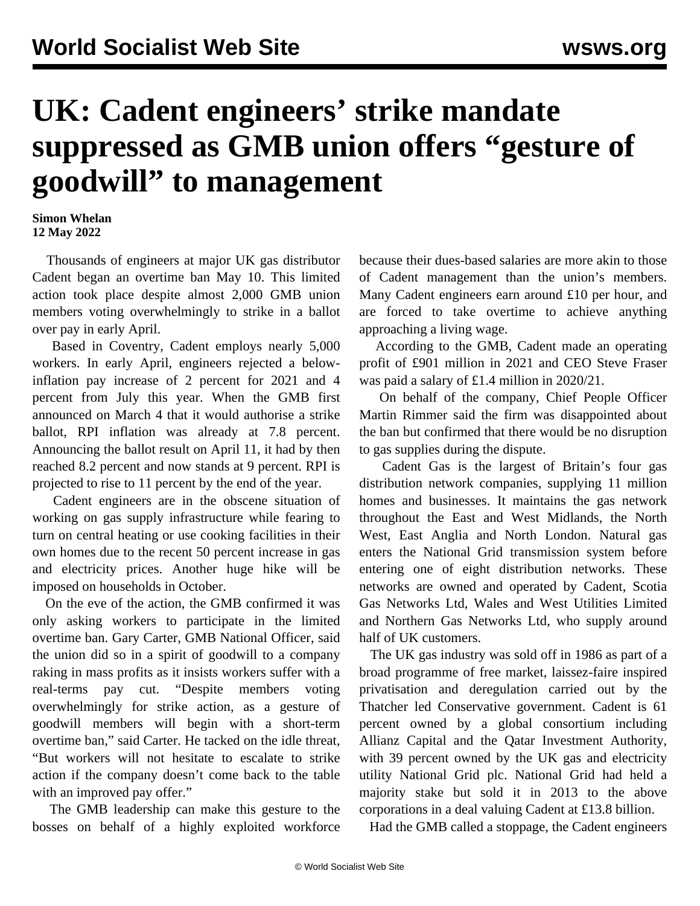# UK: Cadent engineers' strike mandate suppressed as GMB union offers "gesture of goodwill" to management

**Simon Whelan**
**12 May 2022**

Thousands of engineers at major UK gas distributor Cadent began an overtime ban May 10. This limited action took place despite almost 2,000 GMB union members voting overwhelmingly to strike in a ballot over pay in early April.

Based in Coventry, Cadent employs nearly 5,000 workers. In early April, engineers rejected a below-inflation pay increase of 2 percent for 2021 and 4 percent from July this year. When the GMB first announced on March 4 that it would authorise a strike ballot, RPI inflation was already at 7.8 percent. Announcing the ballot result on April 11, it had by then reached 8.2 percent and now stands at 9 percent. RPI is projected to rise to 11 percent by the end of the year.

Cadent engineers are in the obscene situation of working on gas supply infrastructure while fearing to turn on central heating or use cooking facilities in their own homes due to the recent 50 percent increase in gas and electricity prices. Another huge hike will be imposed on households in October.

On the eve of the action, the GMB confirmed it was only asking workers to participate in the limited overtime ban. Gary Carter, GMB National Officer, said the union did so in a spirit of goodwill to a company raking in mass profits as it insists workers suffer with a real-terms pay cut. "Despite members voting overwhelmingly for strike action, as a gesture of goodwill members will begin with a short-term overtime ban," said Carter. He tacked on the idle threat, "But workers will not hesitate to escalate to strike action if the company doesn't come back to the table with an improved pay offer."

The GMB leadership can make this gesture to the bosses on behalf of a highly exploited workforce because their dues-based salaries are more akin to those of Cadent management than the union's members. Many Cadent engineers earn around £10 per hour, and are forced to take overtime to achieve anything approaching a living wage.

According to the GMB, Cadent made an operating profit of £901 million in 2021 and CEO Steve Fraser was paid a salary of £1.4 million in 2020/21.

On behalf of the company, Chief People Officer Martin Rimmer said the firm was disappointed about the ban but confirmed that there would be no disruption to gas supplies during the dispute.

Cadent Gas is the largest of Britain's four gas distribution network companies, supplying 11 million homes and businesses. It maintains the gas network throughout the East and West Midlands, the North West, East Anglia and North London. Natural gas enters the National Grid transmission system before entering one of eight distribution networks. These networks are owned and operated by Cadent, Scotia Gas Networks Ltd, Wales and West Utilities Limited and Northern Gas Networks Ltd, who supply around half of UK customers.

The UK gas industry was sold off in 1986 as part of a broad programme of free market, laissez-faire inspired privatisation and deregulation carried out by the Thatcher led Conservative government. Cadent is 61 percent owned by a global consortium including Allianz Capital and the Qatar Investment Authority, with 39 percent owned by the UK gas and electricity utility National Grid plc. National Grid had held a majority stake but sold it in 2013 to the above corporations in a deal valuing Cadent at £13.8 billion.

Had the GMB called a stoppage, the Cadent engineers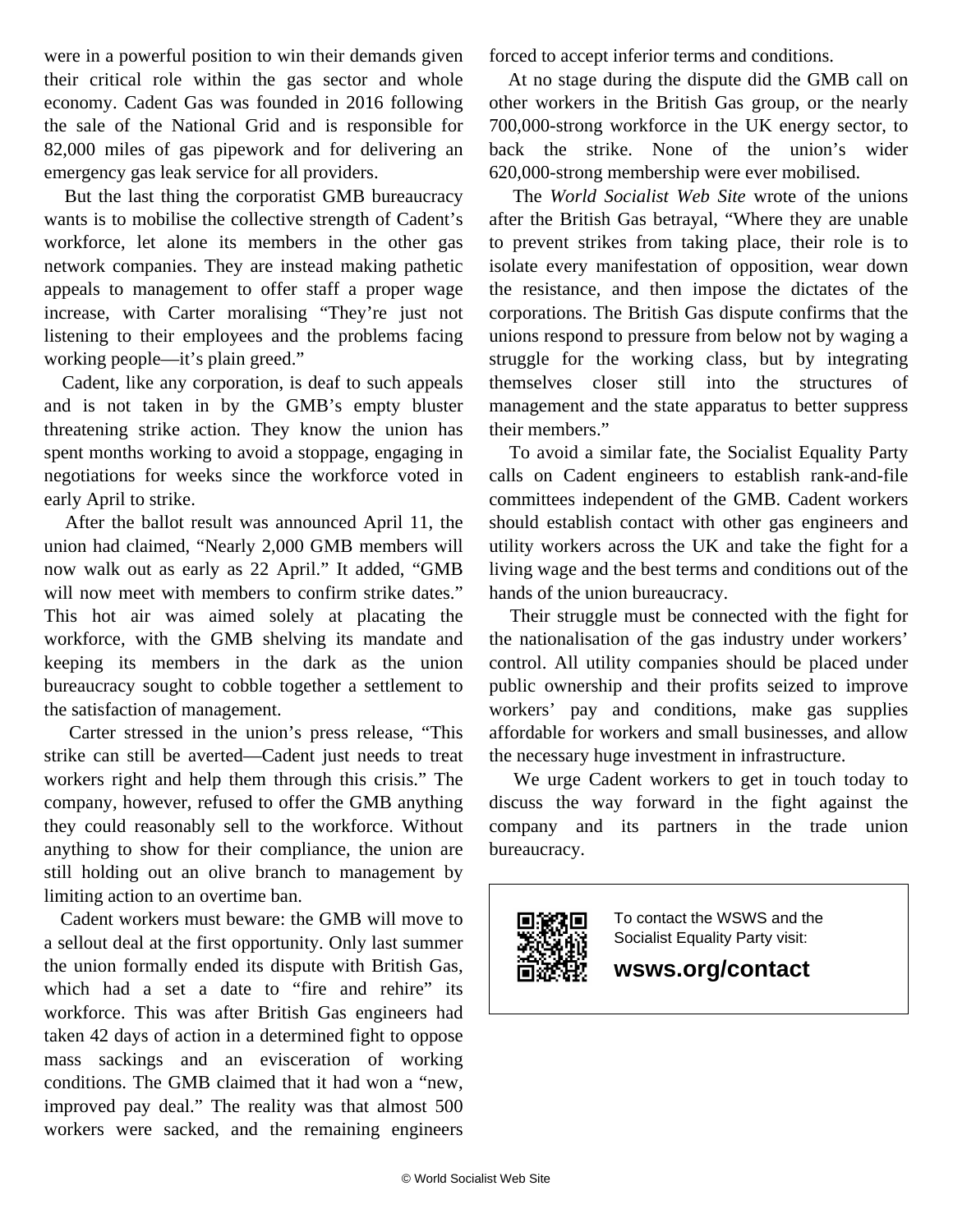were in a powerful position to win their demands given their critical role within the gas sector and whole economy. Cadent Gas was founded in 2016 following the sale of the National Grid and is responsible for 82,000 miles of gas pipework and for delivering an emergency gas leak service for all providers.

But the last thing the corporatist GMB bureaucracy wants is to mobilise the collective strength of Cadent's workforce, let alone its members in the other gas network companies. They are instead making pathetic appeals to management to offer staff a proper wage increase, with Carter moralising "They're just not listening to their employees and the problems facing working people—it's plain greed."

Cadent, like any corporation, is deaf to such appeals and is not taken in by the GMB's empty bluster threatening strike action. They know the union has spent months working to avoid a stoppage, engaging in negotiations for weeks since the workforce voted in early April to strike.

After the ballot result was announced April 11, the union had claimed, "Nearly 2,000 GMB members will now walk out as early as 22 April." It added, "GMB will now meet with members to confirm strike dates." This hot air was aimed solely at placating the workforce, with the GMB shelving its mandate and keeping its members in the dark as the union bureaucracy sought to cobble together a settlement to the satisfaction of management.

Carter stressed in the union's press release, "This strike can still be averted—Cadent just needs to treat workers right and help them through this crisis." The company, however, refused to offer the GMB anything they could reasonably sell to the workforce. Without anything to show for their compliance, the union are still holding out an olive branch to management by limiting action to an overtime ban.

Cadent workers must beware: the GMB will move to a sellout deal at the first opportunity. Only last summer the union formally ended its dispute with British Gas, which had a set a date to "fire and rehire" its workforce. This was after British Gas engineers had taken 42 days of action in a determined fight to oppose mass sackings and an evisceration of working conditions. The GMB claimed that it had won a "new, improved pay deal." The reality was that almost 500 workers were sacked, and the remaining engineers forced to accept inferior terms and conditions.

At no stage during the dispute did the GMB call on other workers in the British Gas group, or the nearly 700,000-strong workforce in the UK energy sector, to back the strike. None of the union's wider 620,000-strong membership were ever mobilised.

The *World Socialist Web Site* wrote of the unions after the British Gas betrayal, "Where they are unable to prevent strikes from taking place, their role is to isolate every manifestation of opposition, wear down the resistance, and then impose the dictates of the corporations. The British Gas dispute confirms that the unions respond to pressure from below not by waging a struggle for the working class, but by integrating themselves closer still into the structures of management and the state apparatus to better suppress their members."

To avoid a similar fate, the Socialist Equality Party calls on Cadent engineers to establish rank-and-file committees independent of the GMB. Cadent workers should establish contact with other gas engineers and utility workers across the UK and take the fight for a living wage and the best terms and conditions out of the hands of the union bureaucracy.

Their struggle must be connected with the fight for the nationalisation of the gas industry under workers' control. All utility companies should be placed under public ownership and their profits seized to improve workers' pay and conditions, make gas supplies affordable for workers and small businesses, and allow the necessary huge investment in infrastructure.

We urge Cadent workers to get in touch today to discuss the way forward in the fight against the company and its partners in the trade union bureaucracy.

To contact the WSWS and the Socialist Equality Party visit:

**wsws.org/contact**